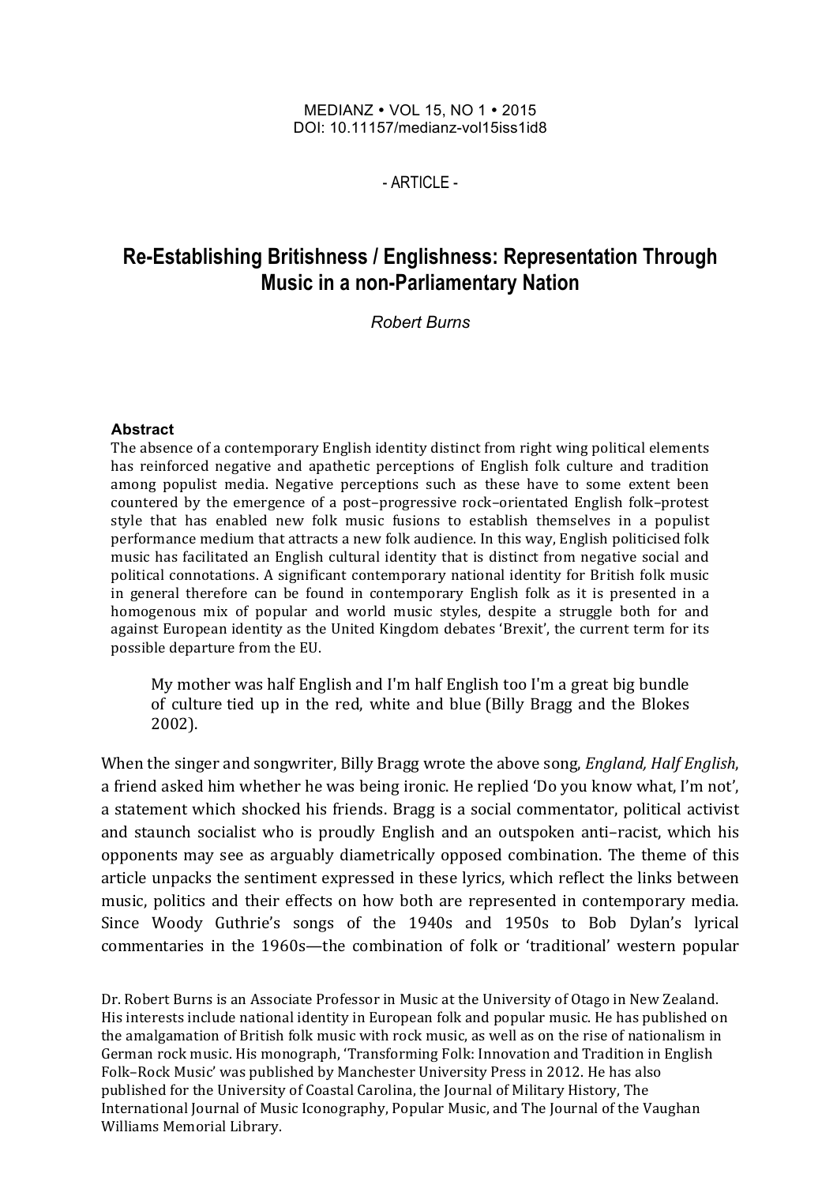MEDIANZ • VOL 15, NO 1 • 2015
DOI: 10.11157/medianz-vol15iss1id8

- ARTICLE -

# Re-Establishing Britishness / Englishness: Representation Through Music in a non-Parliamentary Nation

*Robert Burns*

**Abstract**

The absence of a contemporary English identity distinct from right wing political elements has reinforced negative and apathetic perceptions of English folk culture and tradition among populist media. Negative perceptions such as these have to some extent been countered by the emergence of a post–progressive rock–orientated English folk–protest style that has enabled new folk music fusions to establish themselves in a populist performance medium that attracts a new folk audience. In this way, English politicised folk music has facilitated an English cultural identity that is distinct from negative social and political connotations. A significant contemporary national identity for British folk music in general therefore can be found in contemporary English folk as it is presented in a homogenous mix of popular and world music styles, despite a struggle both for and against European identity as the United Kingdom debates 'Brexit', the current term for its possible departure from the EU.

> My mother was half English and I'm half English too I'm a great big bundle of culture tied up in the red, white and blue (Billy Bragg and the Blokes 2002).

When the singer and songwriter, Billy Bragg wrote the above song, *England, Half English*, a friend asked him whether he was being ironic. He replied 'Do you know what, I'm not', a statement which shocked his friends. Bragg is a social commentator, political activist and staunch socialist who is proudly English and an outspoken anti–racist, which his opponents may see as arguably diametrically opposed combination. The theme of this article unpacks the sentiment expressed in these lyrics, which reflect the links between music, politics and their effects on how both are represented in contemporary media. Since Woody Guthrie's songs of the 1940s and 1950s to Bob Dylan's lyrical commentaries in the 1960s—the combination of folk or 'traditional' western popular

Dr. Robert Burns is an Associate Professor in Music at the University of Otago in New Zealand. His interests include national identity in European folk and popular music. He has published on the amalgamation of British folk music with rock music, as well as on the rise of nationalism in German rock music. His monograph, 'Transforming Folk: Innovation and Tradition in English Folk–Rock Music' was published by Manchester University Press in 2012. He has also published for the University of Coastal Carolina, the Journal of Military History, The International Journal of Music Iconography, Popular Music, and The Journal of the Vaughan Williams Memorial Library.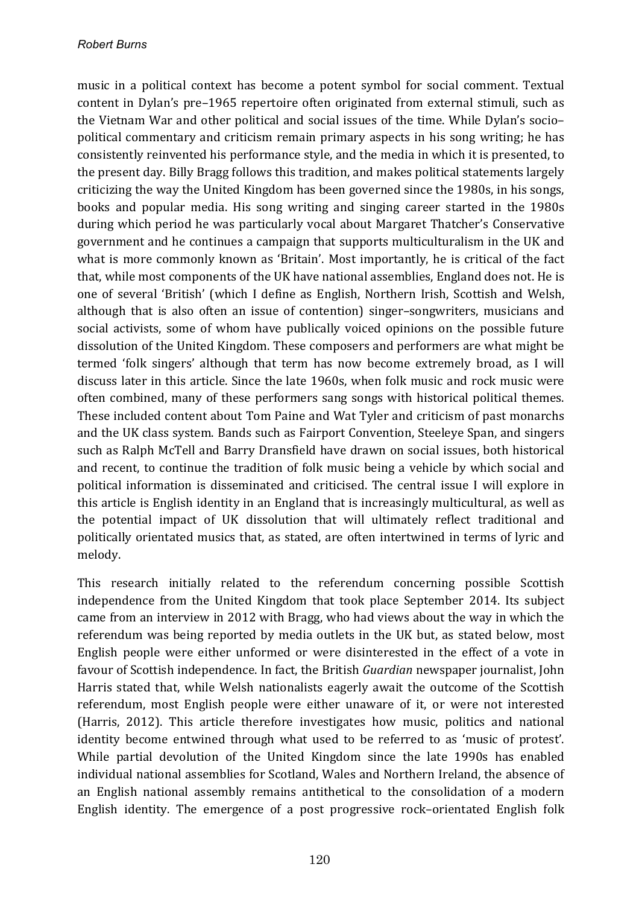music in a political context has become a potent symbol for social comment. Textual content in Dylan's pre–1965 repertoire often originated from external stimuli, such as the Vietnam War and other political and social issues of the time. While Dylan's socio–political commentary and criticism remain primary aspects in his song writing; he has consistently reinvented his performance style, and the media in which it is presented, to the present day. Billy Bragg follows this tradition, and makes political statements largely criticizing the way the United Kingdom has been governed since the 1980s, in his songs, books and popular media. His song writing and singing career started in the 1980s during which period he was particularly vocal about Margaret Thatcher's Conservative government and he continues a campaign that supports multiculturalism in the UK and what is more commonly known as 'Britain'. Most importantly, he is critical of the fact that, while most components of the UK have national assemblies, England does not. He is one of several 'British' (which I define as English, Northern Irish, Scottish and Welsh, although that is also often an issue of contention) singer–songwriters, musicians and social activists, some of whom have publically voiced opinions on the possible future dissolution of the United Kingdom. These composers and performers are what might be termed 'folk singers' although that term has now become extremely broad, as I will discuss later in this article. Since the late 1960s, when folk music and rock music were often combined, many of these performers sang songs with historical political themes. These included content about Tom Paine and Wat Tyler and criticism of past monarchs and the UK class system. Bands such as Fairport Convention, Steeleye Span, and singers such as Ralph McTell and Barry Dransfield have drawn on social issues, both historical and recent, to continue the tradition of folk music being a vehicle by which social and political information is disseminated and criticised. The central issue I will explore in this article is English identity in an England that is increasingly multicultural, as well as the potential impact of UK dissolution that will ultimately reflect traditional and politically orientated musics that, as stated, are often intertwined in terms of lyric and melody.

This research initially related to the referendum concerning possible Scottish independence from the United Kingdom that took place September 2014. Its subject came from an interview in 2012 with Bragg, who had views about the way in which the referendum was being reported by media outlets in the UK but, as stated below, most English people were either unformed or were disinterested in the effect of a vote in favour of Scottish independence. In fact, the British *Guardian* newspaper journalist, John Harris stated that, while Welsh nationalists eagerly await the outcome of the Scottish referendum, most English people were either unaware of it, or were not interested (Harris, 2012). This article therefore investigates how music, politics and national identity become entwined through what used to be referred to as 'music of protest'. While partial devolution of the United Kingdom since the late 1990s has enabled individual national assemblies for Scotland, Wales and Northern Ireland, the absence of an English national assembly remains antithetical to the consolidation of a modern English identity. The emergence of a post progressive rock–orientated English folk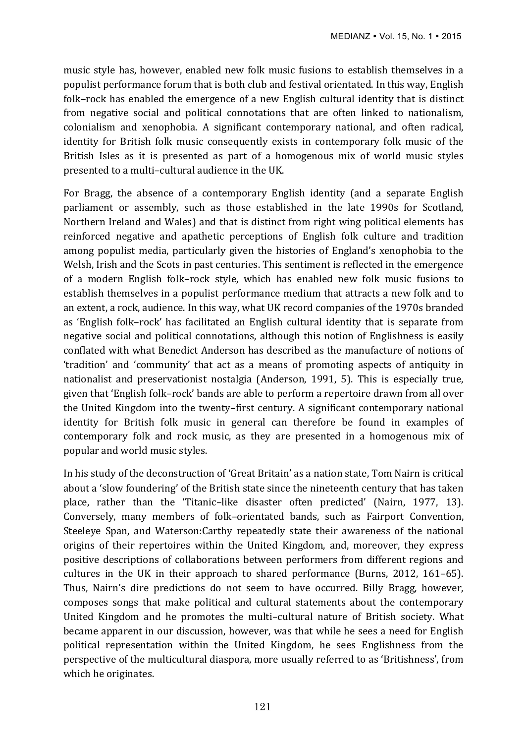music style has, however, enabled new folk music fusions to establish themselves in a populist performance forum that is both club and festival orientated. In this way, English folk–rock has enabled the emergence of a new English cultural identity that is distinct from negative social and political connotations that are often linked to nationalism, colonialism and xenophobia. A significant contemporary national, and often radical, identity for British folk music consequently exists in contemporary folk music of the British Isles as it is presented as part of a homogenous mix of world music styles presented to a multi–cultural audience in the UK.

For Bragg, the absence of a contemporary English identity (and a separate English parliament or assembly, such as those established in the late 1990s for Scotland, Northern Ireland and Wales) and that is distinct from right wing political elements has reinforced negative and apathetic perceptions of English folk culture and tradition among populist media, particularly given the histories of England's xenophobia to the Welsh, Irish and the Scots in past centuries. This sentiment is reflected in the emergence of a modern English folk–rock style, which has enabled new folk music fusions to establish themselves in a populist performance medium that attracts a new folk and to an extent, a rock, audience. In this way, what UK record companies of the 1970s branded as 'English folk–rock' has facilitated an English cultural identity that is separate from negative social and political connotations, although this notion of Englishness is easily conflated with what Benedict Anderson has described as the manufacture of notions of 'tradition' and 'community' that act as a means of promoting aspects of antiquity in nationalist and preservationist nostalgia (Anderson, 1991, 5). This is especially true, given that 'English folk–rock' bands are able to perform a repertoire drawn from all over the United Kingdom into the twenty–first century. A significant contemporary national identity for British folk music in general can therefore be found in examples of contemporary folk and rock music, as they are presented in a homogenous mix of popular and world music styles.

In his study of the deconstruction of 'Great Britain' as a nation state, Tom Nairn is critical about a 'slow foundering' of the British state since the nineteenth century that has taken place, rather than the 'Titanic–like disaster often predicted' (Nairn, 1977, 13). Conversely, many members of folk–orientated bands, such as Fairport Convention, Steeleye Span, and Waterson:Carthy repeatedly state their awareness of the national origins of their repertoires within the United Kingdom, and, moreover, they express positive descriptions of collaborations between performers from different regions and cultures in the UK in their approach to shared performance (Burns, 2012, 161–65). Thus, Nairn's dire predictions do not seem to have occurred. Billy Bragg, however, composes songs that make political and cultural statements about the contemporary United Kingdom and he promotes the multi–cultural nature of British society. What became apparent in our discussion, however, was that while he sees a need for English political representation within the United Kingdom, he sees Englishness from the perspective of the multicultural diaspora, more usually referred to as 'Britishness', from which he originates.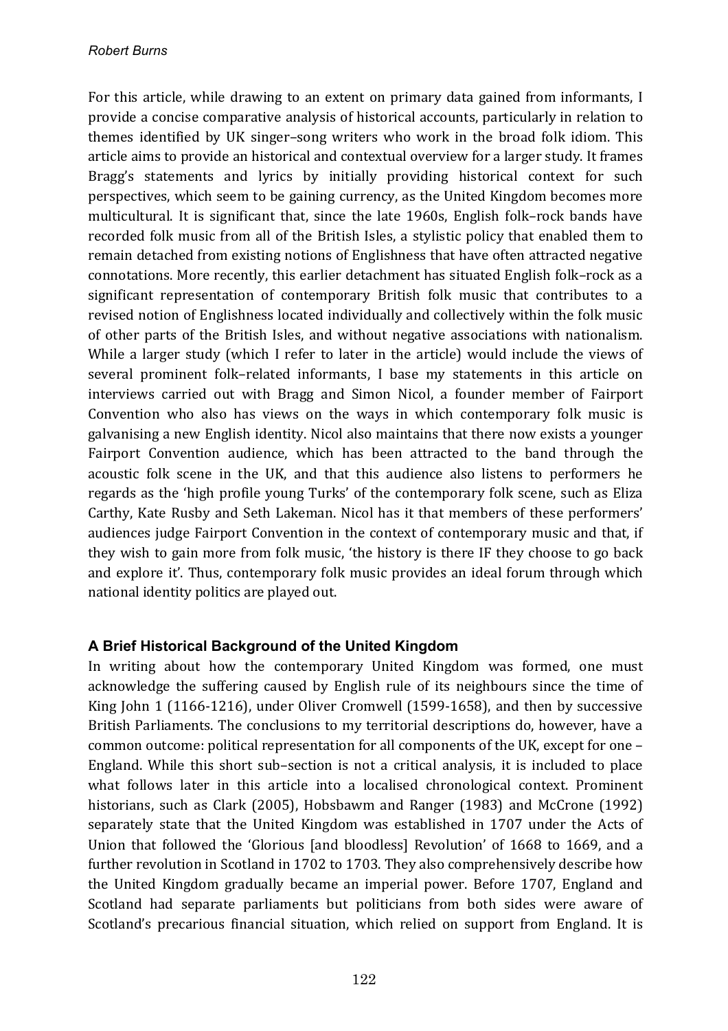For this article, while drawing to an extent on primary data gained from informants, I provide a concise comparative analysis of historical accounts, particularly in relation to themes identified by UK singer–song writers who work in the broad folk idiom. This article aims to provide an historical and contextual overview for a larger study. It frames Bragg's statements and lyrics by initially providing historical context for such perspectives, which seem to be gaining currency, as the United Kingdom becomes more multicultural. It is significant that, since the late 1960s, English folk–rock bands have recorded folk music from all of the British Isles, a stylistic policy that enabled them to remain detached from existing notions of Englishness that have often attracted negative connotations. More recently, this earlier detachment has situated English folk–rock as a significant representation of contemporary British folk music that contributes to a revised notion of Englishness located individually and collectively within the folk music of other parts of the British Isles, and without negative associations with nationalism. While a larger study (which I refer to later in the article) would include the views of several prominent folk–related informants, I base my statements in this article on interviews carried out with Bragg and Simon Nicol, a founder member of Fairport Convention who also has views on the ways in which contemporary folk music is galvanising a new English identity. Nicol also maintains that there now exists a younger Fairport Convention audience, which has been attracted to the band through the acoustic folk scene in the UK, and that this audience also listens to performers he regards as the 'high profile young Turks' of the contemporary folk scene, such as Eliza Carthy, Kate Rusby and Seth Lakeman. Nicol has it that members of these performers' audiences judge Fairport Convention in the context of contemporary music and that, if they wish to gain more from folk music, 'the history is there IF they choose to go back and explore it'. Thus, contemporary folk music provides an ideal forum through which national identity politics are played out.

### A Brief Historical Background of the United Kingdom

In writing about how the contemporary United Kingdom was formed, one must acknowledge the suffering caused by English rule of its neighbours since the time of King John 1 (1166-1216), under Oliver Cromwell (1599-1658), and then by successive British Parliaments. The conclusions to my territorial descriptions do, however, have a common outcome: political representation for all components of the UK, except for one – England. While this short sub–section is not a critical analysis, it is included to place what follows later in this article into a localised chronological context. Prominent historians, such as Clark (2005), Hobsbawm and Ranger (1983) and McCrone (1992) separately state that the United Kingdom was established in 1707 under the Acts of Union that followed the 'Glorious [and bloodless] Revolution' of 1668 to 1669, and a further revolution in Scotland in 1702 to 1703. They also comprehensively describe how the United Kingdom gradually became an imperial power. Before 1707, England and Scotland had separate parliaments but politicians from both sides were aware of Scotland's precarious financial situation, which relied on support from England. It is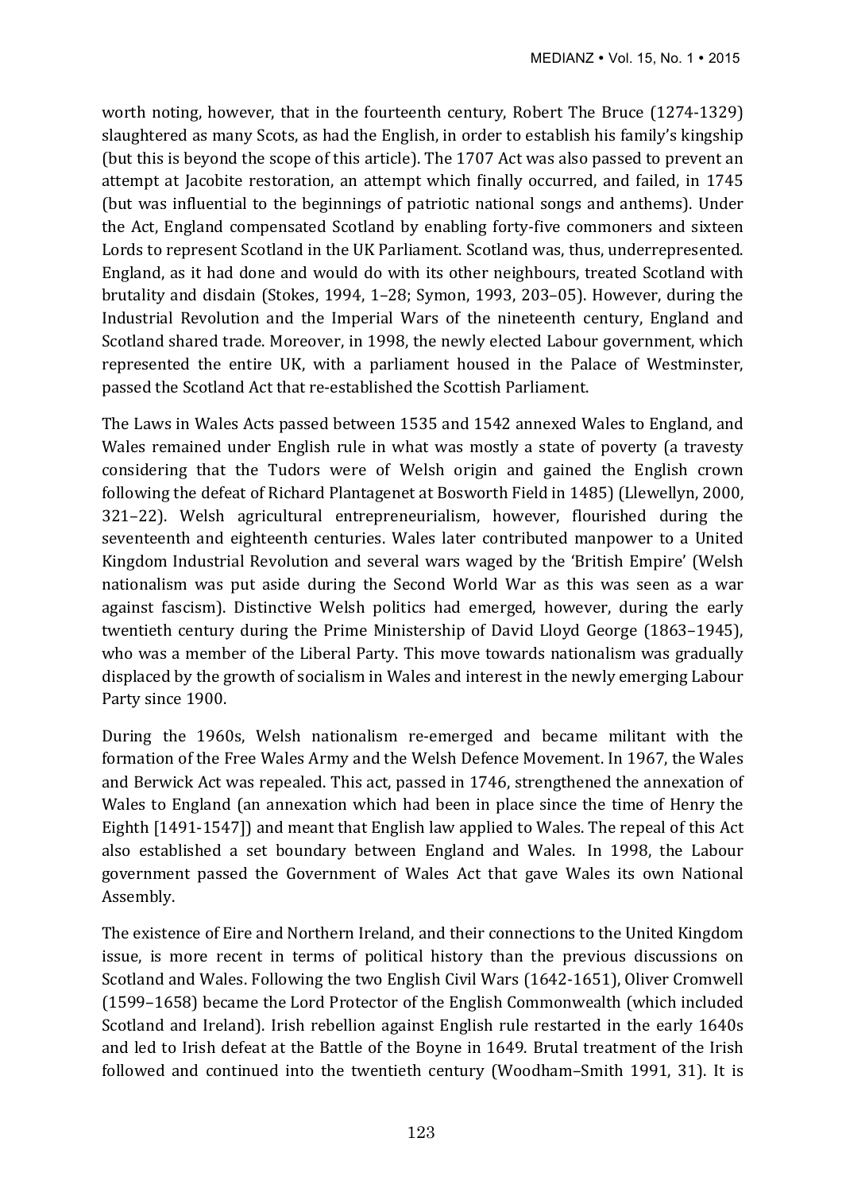worth noting, however, that in the fourteenth century, Robert The Bruce (1274-1329) slaughtered as many Scots, as had the English, in order to establish his family's kingship (but this is beyond the scope of this article). The 1707 Act was also passed to prevent an attempt at Jacobite restoration, an attempt which finally occurred, and failed, in 1745 (but was influential to the beginnings of patriotic national songs and anthems). Under the Act, England compensated Scotland by enabling forty-five commoners and sixteen Lords to represent Scotland in the UK Parliament. Scotland was, thus, underrepresented. England, as it had done and would do with its other neighbours, treated Scotland with brutality and disdain (Stokes, 1994, 1–28; Symon, 1993, 203–05). However, during the Industrial Revolution and the Imperial Wars of the nineteenth century, England and Scotland shared trade. Moreover, in 1998, the newly elected Labour government, which represented the entire UK, with a parliament housed in the Palace of Westminster, passed the Scotland Act that re-established the Scottish Parliament.

The Laws in Wales Acts passed between 1535 and 1542 annexed Wales to England, and Wales remained under English rule in what was mostly a state of poverty (a travesty considering that the Tudors were of Welsh origin and gained the English crown following the defeat of Richard Plantagenet at Bosworth Field in 1485) (Llewellyn, 2000, 321–22). Welsh agricultural entrepreneurialism, however, flourished during the seventeenth and eighteenth centuries. Wales later contributed manpower to a United Kingdom Industrial Revolution and several wars waged by the 'British Empire' (Welsh nationalism was put aside during the Second World War as this was seen as a war against fascism). Distinctive Welsh politics had emerged, however, during the early twentieth century during the Prime Ministership of David Lloyd George (1863–1945), who was a member of the Liberal Party. This move towards nationalism was gradually displaced by the growth of socialism in Wales and interest in the newly emerging Labour Party since 1900.

During the 1960s, Welsh nationalism re-emerged and became militant with the formation of the Free Wales Army and the Welsh Defence Movement. In 1967, the Wales and Berwick Act was repealed. This act, passed in 1746, strengthened the annexation of Wales to England (an annexation which had been in place since the time of Henry the Eighth [1491-1547]) and meant that English law applied to Wales. The repeal of this Act also established a set boundary between England and Wales. In 1998, the Labour government passed the Government of Wales Act that gave Wales its own National Assembly.

The existence of Eire and Northern Ireland, and their connections to the United Kingdom issue, is more recent in terms of political history than the previous discussions on Scotland and Wales. Following the two English Civil Wars (1642-1651), Oliver Cromwell (1599–1658) became the Lord Protector of the English Commonwealth (which included Scotland and Ireland). Irish rebellion against English rule restarted in the early 1640s and led to Irish defeat at the Battle of the Boyne in 1649. Brutal treatment of the Irish followed and continued into the twentieth century (Woodham–Smith 1991, 31). It is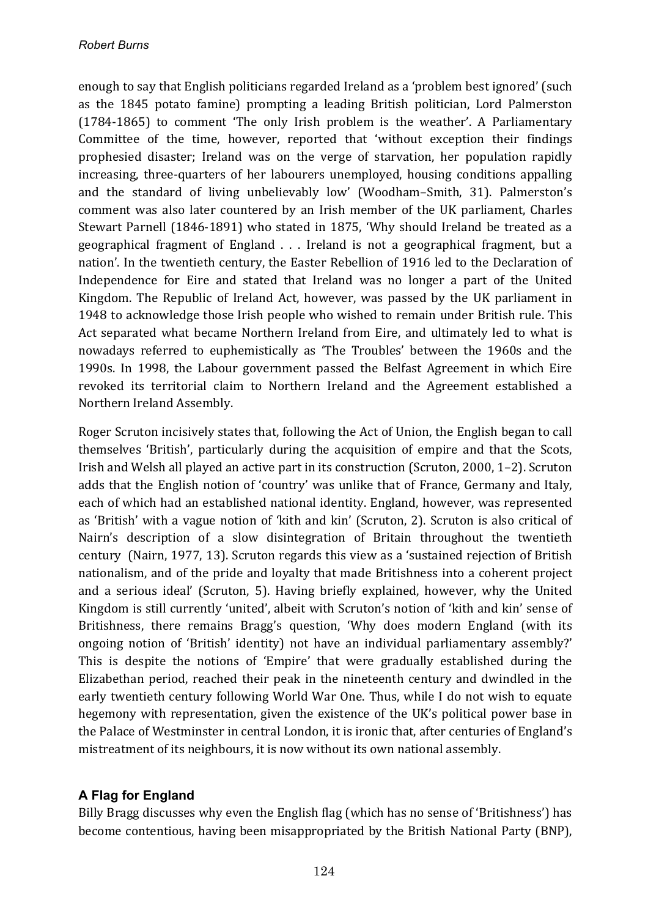enough to say that English politicians regarded Ireland as a 'problem best ignored' (such as the 1845 potato famine) prompting a leading British politician, Lord Palmerston (1784-1865) to comment 'The only Irish problem is the weather'. A Parliamentary Committee of the time, however, reported that 'without exception their findings prophesied disaster; Ireland was on the verge of starvation, her population rapidly increasing, three-quarters of her labourers unemployed, housing conditions appalling and the standard of living unbelievably low' (Woodham–Smith, 31). Palmerston's comment was also later countered by an Irish member of the UK parliament, Charles Stewart Parnell (1846-1891) who stated in 1875, 'Why should Ireland be treated as a geographical fragment of England . . . Ireland is not a geographical fragment, but a nation'. In the twentieth century, the Easter Rebellion of 1916 led to the Declaration of Independence for Eire and stated that Ireland was no longer a part of the United Kingdom. The Republic of Ireland Act, however, was passed by the UK parliament in 1948 to acknowledge those Irish people who wished to remain under British rule. This Act separated what became Northern Ireland from Eire, and ultimately led to what is nowadays referred to euphemistically as 'The Troubles' between the 1960s and the 1990s. In 1998, the Labour government passed the Belfast Agreement in which Eire revoked its territorial claim to Northern Ireland and the Agreement established a Northern Ireland Assembly.

Roger Scruton incisively states that, following the Act of Union, the English began to call themselves 'British', particularly during the acquisition of empire and that the Scots, Irish and Welsh all played an active part in its construction (Scruton, 2000, 1–2). Scruton adds that the English notion of 'country' was unlike that of France, Germany and Italy, each of which had an established national identity. England, however, was represented as 'British' with a vague notion of 'kith and kin' (Scruton, 2). Scruton is also critical of Nairn's description of a slow disintegration of Britain throughout the twentieth century (Nairn, 1977, 13). Scruton regards this view as a 'sustained rejection of British nationalism, and of the pride and loyalty that made Britishness into a coherent project and a serious ideal' (Scruton, 5). Having briefly explained, however, why the United Kingdom is still currently 'united', albeit with Scruton's notion of 'kith and kin' sense of Britishness, there remains Bragg's question, 'Why does modern England (with its ongoing notion of 'British' identity) not have an individual parliamentary assembly?' This is despite the notions of 'Empire' that were gradually established during the Elizabethan period, reached their peak in the nineteenth century and dwindled in the early twentieth century following World War One. Thus, while I do not wish to equate hegemony with representation, given the existence of the UK's political power base in the Palace of Westminster in central London, it is ironic that, after centuries of England's mistreatment of its neighbours, it is now without its own national assembly.

### A Flag for England

Billy Bragg discusses why even the English flag (which has no sense of 'Britishness') has become contentious, having been misappropriated by the British National Party (BNP),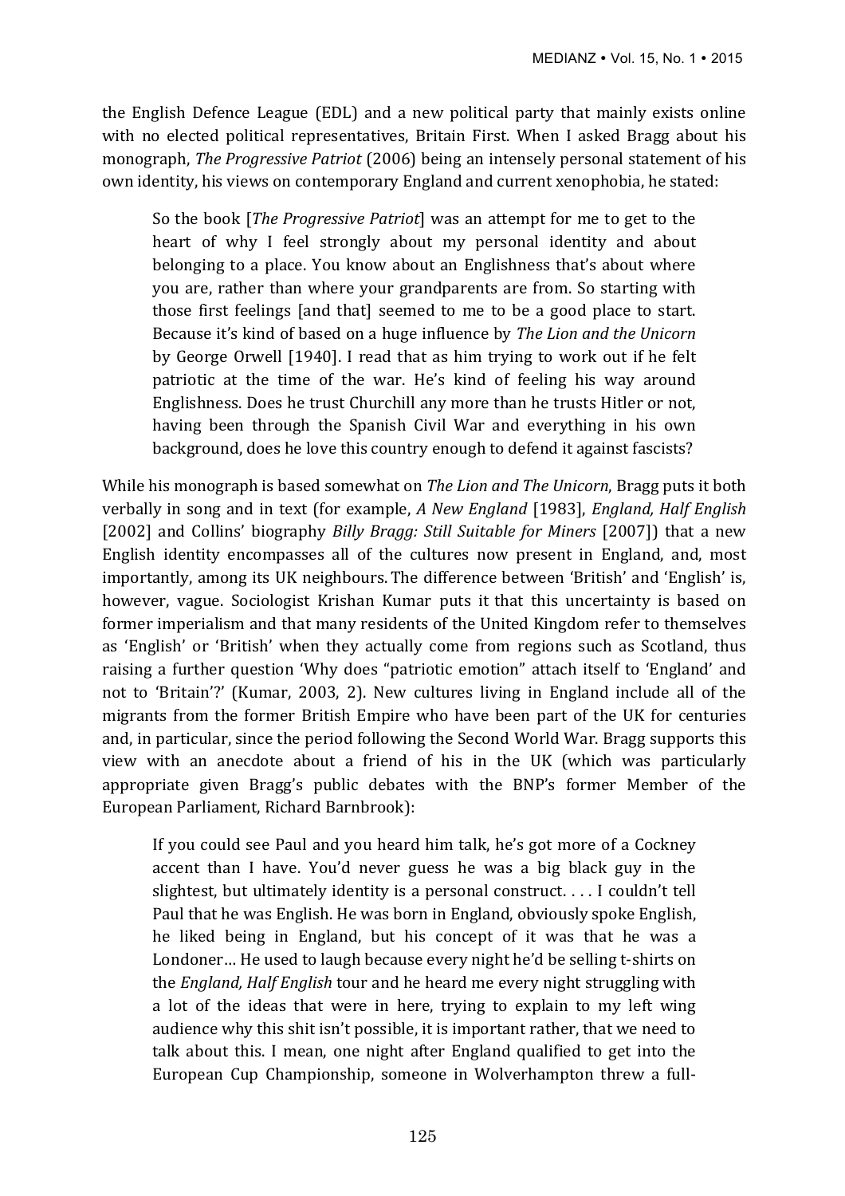the English Defence League (EDL) and a new political party that mainly exists online with no elected political representatives, Britain First. When I asked Bragg about his monograph, *The Progressive Patriot* (2006) being an intensely personal statement of his own identity, his views on contemporary England and current xenophobia, he stated:

> So the book [*The Progressive Patriot*] was an attempt for me to get to the heart of why I feel strongly about my personal identity and about belonging to a place. You know about an Englishness that's about where you are, rather than where your grandparents are from. So starting with those first feelings [and that] seemed to me to be a good place to start. Because it's kind of based on a huge influence by *The Lion and the Unicorn* by George Orwell [1940]. I read that as him trying to work out if he felt patriotic at the time of the war. He's kind of feeling his way around Englishness. Does he trust Churchill any more than he trusts Hitler or not, having been through the Spanish Civil War and everything in his own background, does he love this country enough to defend it against fascists?

While his monograph is based somewhat on *The Lion and The Unicorn*, Bragg puts it both verbally in song and in text (for example, *A New England* [1983], *England, Half English* [2002] and Collins' biography *Billy Bragg: Still Suitable for Miners* [2007]) that a new English identity encompasses all of the cultures now present in England, and, most importantly, among its UK neighbours. The difference between 'British' and 'English' is, however, vague. Sociologist Krishan Kumar puts it that this uncertainty is based on former imperialism and that many residents of the United Kingdom refer to themselves as 'English' or 'British' when they actually come from regions such as Scotland, thus raising a further question 'Why does "patriotic emotion" attach itself to 'England' and not to 'Britain'?' (Kumar, 2003, 2). New cultures living in England include all of the migrants from the former British Empire who have been part of the UK for centuries and, in particular, since the period following the Second World War. Bragg supports this view with an anecdote about a friend of his in the UK (which was particularly appropriate given Bragg's public debates with the BNP's former Member of the European Parliament, Richard Barnbrook):

> If you could see Paul and you heard him talk, he's got more of a Cockney accent than I have. You'd never guess he was a big black guy in the slightest, but ultimately identity is a personal construct. . . . I couldn't tell Paul that he was English. He was born in England, obviously spoke English, he liked being in England, but his concept of it was that he was a Londoner… He used to laugh because every night he'd be selling t-shirts on the *England, Half English* tour and he heard me every night struggling with a lot of the ideas that were in here, trying to explain to my left wing audience why this shit isn't possible, it is important rather, that we need to talk about this. I mean, one night after England qualified to get into the European Cup Championship, someone in Wolverhampton threw a full-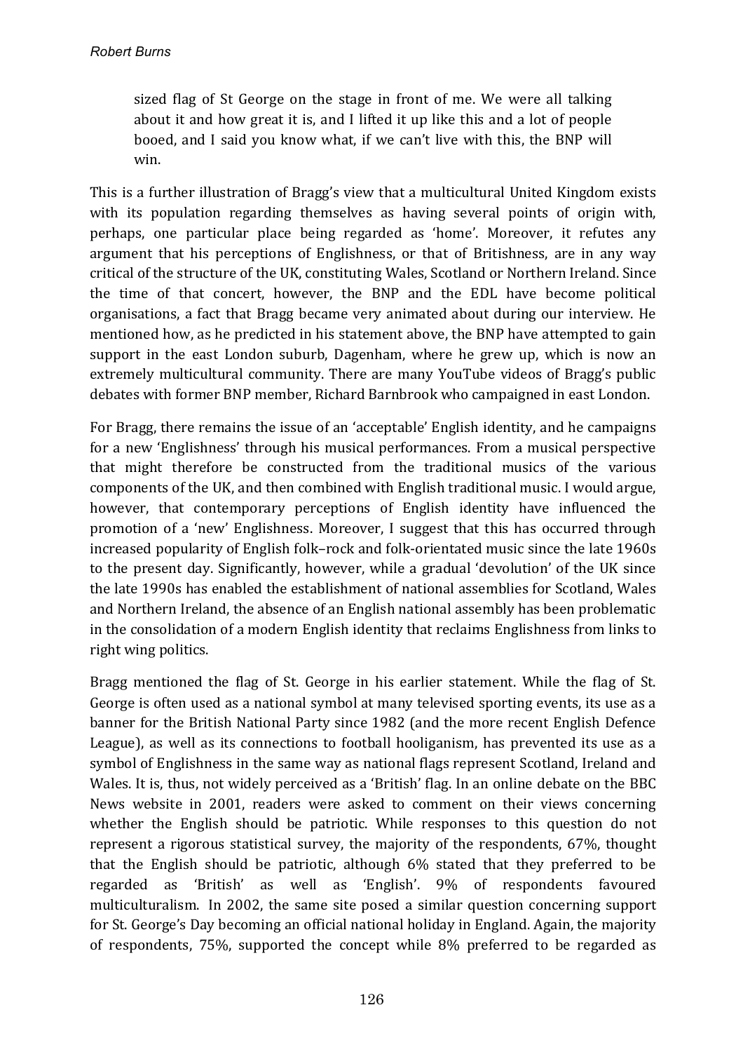> sized flag of St George on the stage in front of me. We were all talking about it and how great it is, and I lifted it up like this and a lot of people booed, and I said you know what, if we can't live with this, the BNP will win.

This is a further illustration of Bragg's view that a multicultural United Kingdom exists with its population regarding themselves as having several points of origin with, perhaps, one particular place being regarded as 'home'. Moreover, it refutes any argument that his perceptions of Englishness, or that of Britishness, are in any way critical of the structure of the UK, constituting Wales, Scotland or Northern Ireland. Since the time of that concert, however, the BNP and the EDL have become political organisations, a fact that Bragg became very animated about during our interview. He mentioned how, as he predicted in his statement above, the BNP have attempted to gain support in the east London suburb, Dagenham, where he grew up, which is now an extremely multicultural community. There are many YouTube videos of Bragg's public debates with former BNP member, Richard Barnbrook who campaigned in east London.

For Bragg, there remains the issue of an 'acceptable' English identity, and he campaigns for a new 'Englishness' through his musical performances. From a musical perspective that might therefore be constructed from the traditional musics of the various components of the UK, and then combined with English traditional music. I would argue, however, that contemporary perceptions of English identity have influenced the promotion of a 'new' Englishness. Moreover, I suggest that this has occurred through increased popularity of English folk–rock and folk-orientated music since the late 1960s to the present day. Significantly, however, while a gradual 'devolution' of the UK since the late 1990s has enabled the establishment of national assemblies for Scotland, Wales and Northern Ireland, the absence of an English national assembly has been problematic in the consolidation of a modern English identity that reclaims Englishness from links to right wing politics.

Bragg mentioned the flag of St. George in his earlier statement. While the flag of St. George is often used as a national symbol at many televised sporting events, its use as a banner for the British National Party since 1982 (and the more recent English Defence League), as well as its connections to football hooliganism, has prevented its use as a symbol of Englishness in the same way as national flags represent Scotland, Ireland and Wales. It is, thus, not widely perceived as a 'British' flag. In an online debate on the BBC News website in 2001, readers were asked to comment on their views concerning whether the English should be patriotic. While responses to this question do not represent a rigorous statistical survey, the majority of the respondents, 67%, thought that the English should be patriotic, although 6% stated that they preferred to be regarded as 'British' as well as 'English'. 9% of respondents favoured multiculturalism. In 2002, the same site posed a similar question concerning support for St. George's Day becoming an official national holiday in England. Again, the majority of respondents, 75%, supported the concept while 8% preferred to be regarded as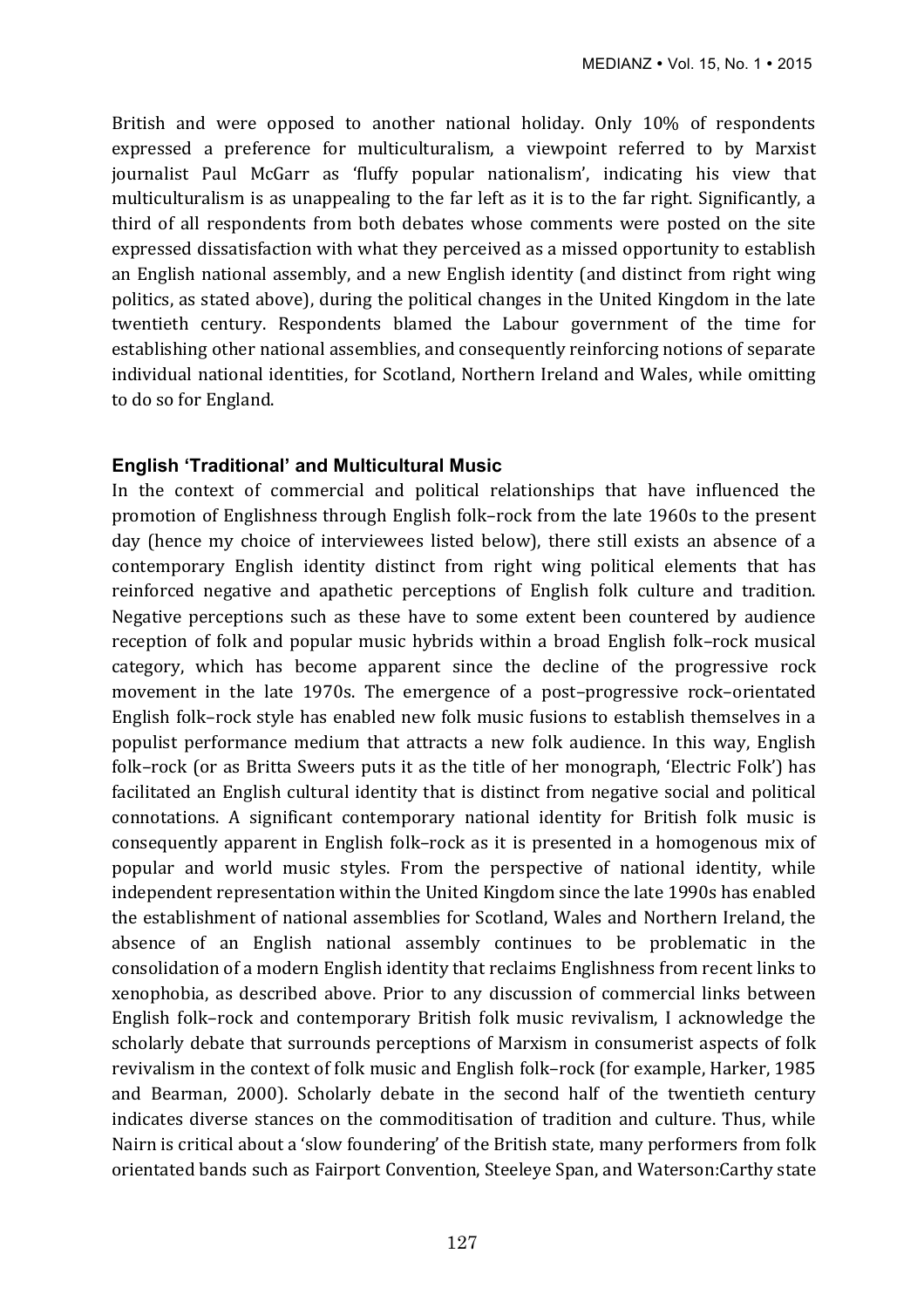British and were opposed to another national holiday. Only 10% of respondents expressed a preference for multiculturalism, a viewpoint referred to by Marxist journalist Paul McGarr as 'fluffy popular nationalism', indicating his view that multiculturalism is as unappealing to the far left as it is to the far right. Significantly, a third of all respondents from both debates whose comments were posted on the site expressed dissatisfaction with what they perceived as a missed opportunity to establish an English national assembly, and a new English identity (and distinct from right wing politics, as stated above), during the political changes in the United Kingdom in the late twentieth century. Respondents blamed the Labour government of the time for establishing other national assemblies, and consequently reinforcing notions of separate individual national identities, for Scotland, Northern Ireland and Wales, while omitting to do so for England.

### English 'Traditional' and Multicultural Music

In the context of commercial and political relationships that have influenced the promotion of Englishness through English folk–rock from the late 1960s to the present day (hence my choice of interviewees listed below), there still exists an absence of a contemporary English identity distinct from right wing political elements that has reinforced negative and apathetic perceptions of English folk culture and tradition. Negative perceptions such as these have to some extent been countered by audience reception of folk and popular music hybrids within a broad English folk–rock musical category, which has become apparent since the decline of the progressive rock movement in the late 1970s. The emergence of a post–progressive rock–orientated English folk–rock style has enabled new folk music fusions to establish themselves in a populist performance medium that attracts a new folk audience. In this way, English folk–rock (or as Britta Sweers puts it as the title of her monograph, 'Electric Folk') has facilitated an English cultural identity that is distinct from negative social and political connotations. A significant contemporary national identity for British folk music is consequently apparent in English folk–rock as it is presented in a homogenous mix of popular and world music styles. From the perspective of national identity, while independent representation within the United Kingdom since the late 1990s has enabled the establishment of national assemblies for Scotland, Wales and Northern Ireland, the absence of an English national assembly continues to be problematic in the consolidation of a modern English identity that reclaims Englishness from recent links to xenophobia, as described above. Prior to any discussion of commercial links between English folk–rock and contemporary British folk music revivalism, I acknowledge the scholarly debate that surrounds perceptions of Marxism in consumerist aspects of folk revivalism in the context of folk music and English folk–rock (for example, Harker, 1985 and Bearman, 2000). Scholarly debate in the second half of the twentieth century indicates diverse stances on the commoditisation of tradition and culture. Thus, while Nairn is critical about a 'slow foundering' of the British state, many performers from folk orientated bands such as Fairport Convention, Steeleye Span, and Waterson:Carthy state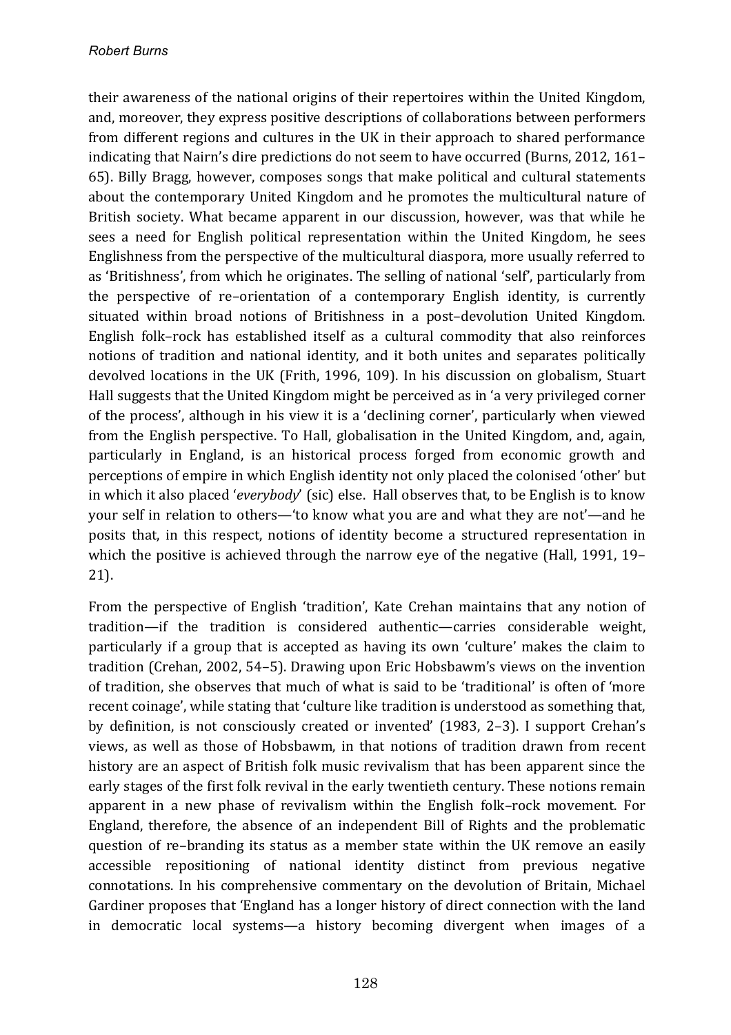their awareness of the national origins of their repertoires within the United Kingdom, and, moreover, they express positive descriptions of collaborations between performers from different regions and cultures in the UK in their approach to shared performance indicating that Nairn's dire predictions do not seem to have occurred (Burns, 2012, 161–65). Billy Bragg, however, composes songs that make political and cultural statements about the contemporary United Kingdom and he promotes the multicultural nature of British society. What became apparent in our discussion, however, was that while he sees a need for English political representation within the United Kingdom, he sees Englishness from the perspective of the multicultural diaspora, more usually referred to as 'Britishness', from which he originates. The selling of national 'self', particularly from the perspective of re–orientation of a contemporary English identity, is currently situated within broad notions of Britishness in a post–devolution United Kingdom. English folk–rock has established itself as a cultural commodity that also reinforces notions of tradition and national identity, and it both unites and separates politically devolved locations in the UK (Frith, 1996, 109). In his discussion on globalism, Stuart Hall suggests that the United Kingdom might be perceived as in 'a very privileged corner of the process', although in his view it is a 'declining corner', particularly when viewed from the English perspective. To Hall, globalisation in the United Kingdom, and, again, particularly in England, is an historical process forged from economic growth and perceptions of empire in which English identity not only placed the colonised 'other' but in which it also placed '*everybody*' (sic) else. Hall observes that, to be English is to know your self in relation to others—'to know what you are and what they are not'—and he posits that, in this respect, notions of identity become a structured representation in which the positive is achieved through the narrow eye of the negative (Hall, 1991, 19–21).

From the perspective of English 'tradition', Kate Crehan maintains that any notion of tradition—if the tradition is considered authentic—carries considerable weight, particularly if a group that is accepted as having its own 'culture' makes the claim to tradition (Crehan, 2002, 54–5). Drawing upon Eric Hobsbawm's views on the invention of tradition, she observes that much of what is said to be 'traditional' is often of 'more recent coinage', while stating that 'culture like tradition is understood as something that, by definition, is not consciously created or invented' (1983, 2–3). I support Crehan's views, as well as those of Hobsbawm, in that notions of tradition drawn from recent history are an aspect of British folk music revivalism that has been apparent since the early stages of the first folk revival in the early twentieth century. These notions remain apparent in a new phase of revivalism within the English folk–rock movement. For England, therefore, the absence of an independent Bill of Rights and the problematic question of re–branding its status as a member state within the UK remove an easily accessible repositioning of national identity distinct from previous negative connotations. In his comprehensive commentary on the devolution of Britain, Michael Gardiner proposes that 'England has a longer history of direct connection with the land in democratic local systems—a history becoming divergent when images of a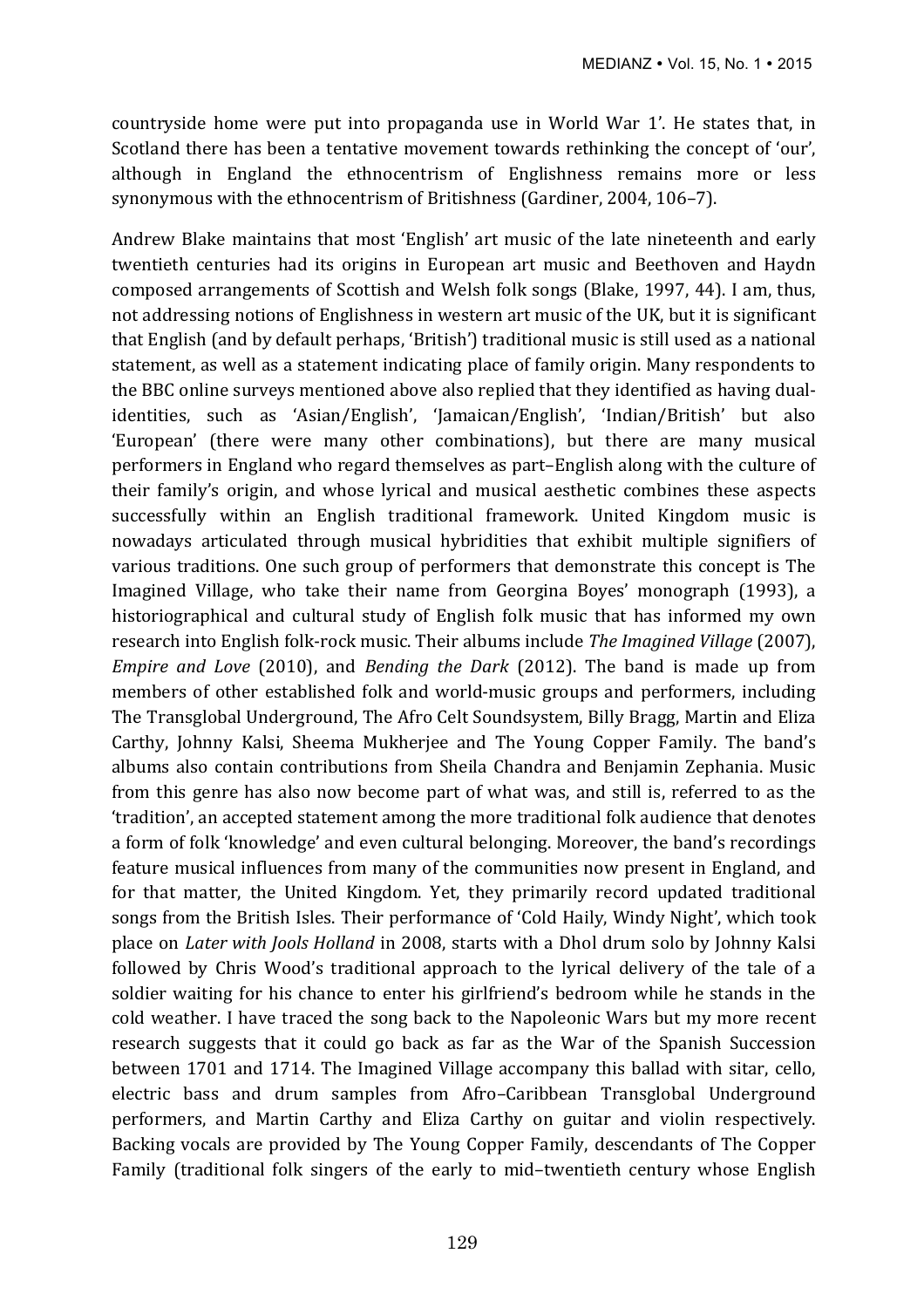countryside home were put into propaganda use in World War 1'. He states that, in Scotland there has been a tentative movement towards rethinking the concept of 'our', although in England the ethnocentrism of Englishness remains more or less synonymous with the ethnocentrism of Britishness (Gardiner, 2004, 106–7).

Andrew Blake maintains that most 'English' art music of the late nineteenth and early twentieth centuries had its origins in European art music and Beethoven and Haydn composed arrangements of Scottish and Welsh folk songs (Blake, 1997, 44). I am, thus, not addressing notions of Englishness in western art music of the UK, but it is significant that English (and by default perhaps, 'British') traditional music is still used as a national statement, as well as a statement indicating place of family origin. Many respondents to the BBC online surveys mentioned above also replied that they identified as having dual-identities, such as 'Asian/English', 'Jamaican/English', 'Indian/British' but also 'European' (there were many other combinations), but there are many musical performers in England who regard themselves as part–English along with the culture of their family's origin, and whose lyrical and musical aesthetic combines these aspects successfully within an English traditional framework. United Kingdom music is nowadays articulated through musical hybridities that exhibit multiple signifiers of various traditions. One such group of performers that demonstrate this concept is The Imagined Village, who take their name from Georgina Boyes' monograph (1993), a historiographical and cultural study of English folk music that has informed my own research into English folk-rock music. Their albums include *The Imagined Village* (2007), *Empire and Love* (2010), and *Bending the Dark* (2012). The band is made up from members of other established folk and world-music groups and performers, including The Transglobal Underground, The Afro Celt Soundsystem, Billy Bragg, Martin and Eliza Carthy, Johnny Kalsi, Sheema Mukherjee and The Young Copper Family. The band's albums also contain contributions from Sheila Chandra and Benjamin Zephania. Music from this genre has also now become part of what was, and still is, referred to as the 'tradition', an accepted statement among the more traditional folk audience that denotes a form of folk 'knowledge' and even cultural belonging. Moreover, the band's recordings feature musical influences from many of the communities now present in England, and for that matter, the United Kingdom. Yet, they primarily record updated traditional songs from the British Isles. Their performance of 'Cold Haily, Windy Night', which took place on *Later with Jools Holland* in 2008, starts with a Dhol drum solo by Johnny Kalsi followed by Chris Wood's traditional approach to the lyrical delivery of the tale of a soldier waiting for his chance to enter his girlfriend's bedroom while he stands in the cold weather. I have traced the song back to the Napoleonic Wars but my more recent research suggests that it could go back as far as the War of the Spanish Succession between 1701 and 1714. The Imagined Village accompany this ballad with sitar, cello, electric bass and drum samples from Afro–Caribbean Transglobal Underground performers, and Martin Carthy and Eliza Carthy on guitar and violin respectively. Backing vocals are provided by The Young Copper Family, descendants of The Copper Family (traditional folk singers of the early to mid–twentieth century whose English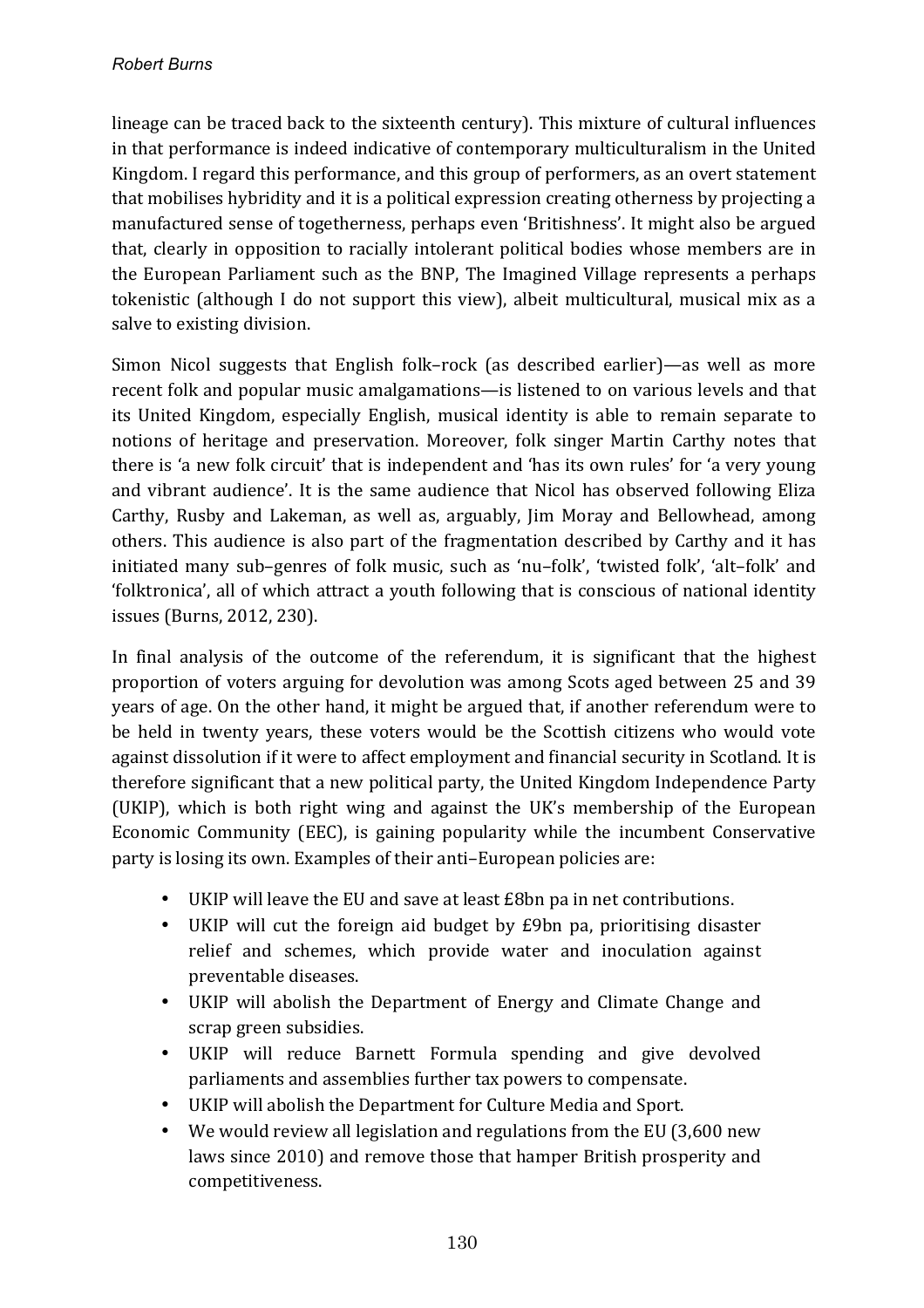lineage can be traced back to the sixteenth century). This mixture of cultural influences in that performance is indeed indicative of contemporary multiculturalism in the United Kingdom. I regard this performance, and this group of performers, as an overt statement that mobilises hybridity and it is a political expression creating otherness by projecting a manufactured sense of togetherness, perhaps even 'Britishness'. It might also be argued that, clearly in opposition to racially intolerant political bodies whose members are in the European Parliament such as the BNP, The Imagined Village represents a perhaps tokenistic (although I do not support this view), albeit multicultural, musical mix as a salve to existing division.

Simon Nicol suggests that English folk–rock (as described earlier)—as well as more recent folk and popular music amalgamations—is listened to on various levels and that its United Kingdom, especially English, musical identity is able to remain separate to notions of heritage and preservation. Moreover, folk singer Martin Carthy notes that there is 'a new folk circuit' that is independent and 'has its own rules' for 'a very young and vibrant audience'. It is the same audience that Nicol has observed following Eliza Carthy, Rusby and Lakeman, as well as, arguably, Jim Moray and Bellowhead, among others. This audience is also part of the fragmentation described by Carthy and it has initiated many sub–genres of folk music, such as 'nu–folk', 'twisted folk', 'alt–folk' and 'folktronica', all of which attract a youth following that is conscious of national identity issues (Burns, 2012, 230).

In final analysis of the outcome of the referendum, it is significant that the highest proportion of voters arguing for devolution was among Scots aged between 25 and 39 years of age. On the other hand, it might be argued that, if another referendum were to be held in twenty years, these voters would be the Scottish citizens who would vote against dissolution if it were to affect employment and financial security in Scotland. It is therefore significant that a new political party, the United Kingdom Independence Party (UKIP), which is both right wing and against the UK's membership of the European Economic Community (EEC), is gaining popularity while the incumbent Conservative party is losing its own. Examples of their anti–European policies are:

- UKIP will leave the EU and save at least £8bn pa in net contributions.
- UKIP will cut the foreign aid budget by £9bn pa, prioritising disaster relief and schemes, which provide water and inoculation against preventable diseases.
- UKIP will abolish the Department of Energy and Climate Change and scrap green subsidies.
- UKIP will reduce Barnett Formula spending and give devolved parliaments and assemblies further tax powers to compensate.
- UKIP will abolish the Department for Culture Media and Sport.
- We would review all legislation and regulations from the EU (3,600 new laws since 2010) and remove those that hamper British prosperity and competitiveness.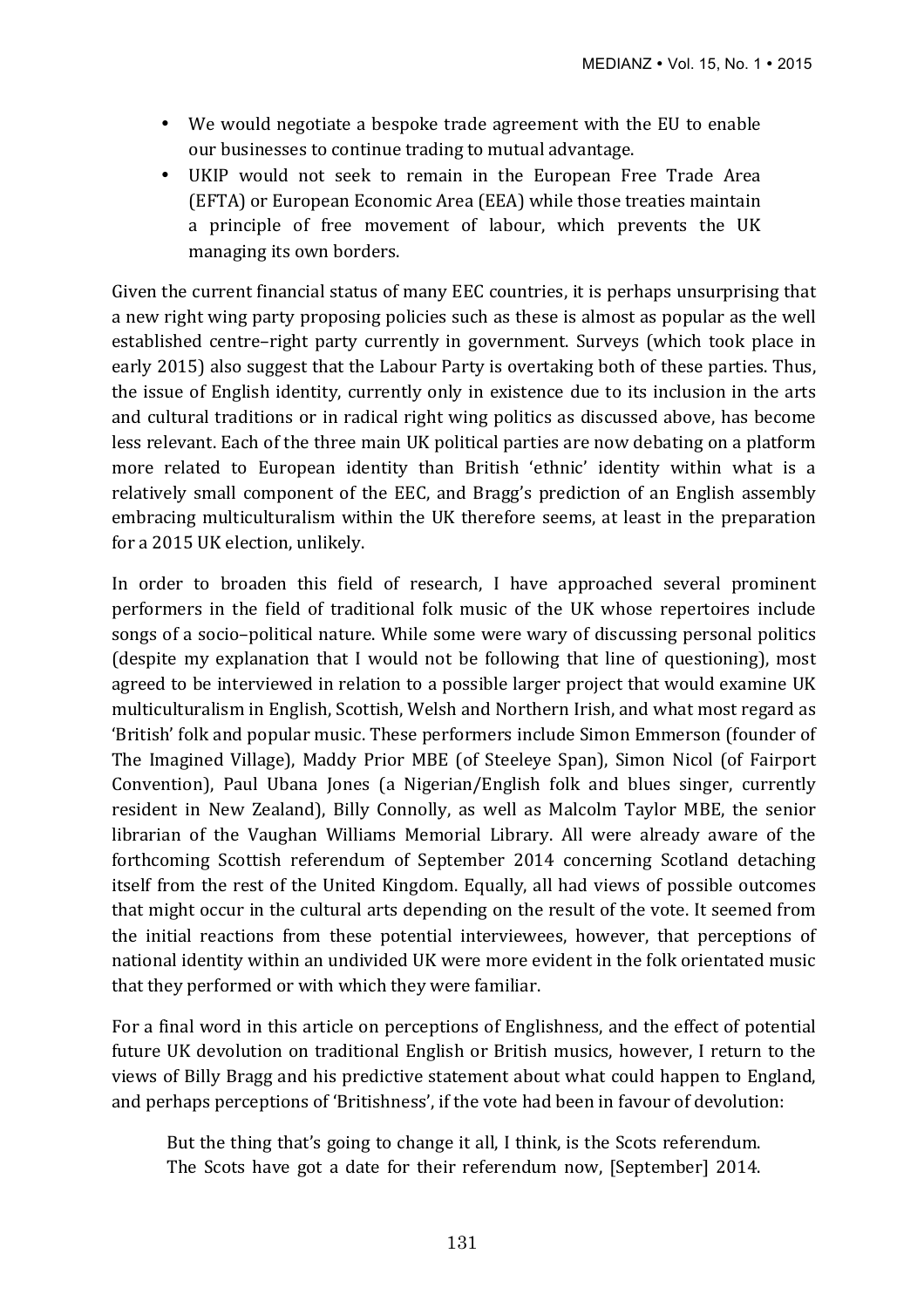- We would negotiate a bespoke trade agreement with the EU to enable our businesses to continue trading to mutual advantage.
- UKIP would not seek to remain in the European Free Trade Area (EFTA) or European Economic Area (EEA) while those treaties maintain a principle of free movement of labour, which prevents the UK managing its own borders.

Given the current financial status of many EEC countries, it is perhaps unsurprising that a new right wing party proposing policies such as these is almost as popular as the well established centre–right party currently in government. Surveys (which took place in early 2015) also suggest that the Labour Party is overtaking both of these parties. Thus, the issue of English identity, currently only in existence due to its inclusion in the arts and cultural traditions or in radical right wing politics as discussed above, has become less relevant. Each of the three main UK political parties are now debating on a platform more related to European identity than British 'ethnic' identity within what is a relatively small component of the EEC, and Bragg's prediction of an English assembly embracing multiculturalism within the UK therefore seems, at least in the preparation for a 2015 UK election, unlikely.

In order to broaden this field of research, I have approached several prominent performers in the field of traditional folk music of the UK whose repertoires include songs of a socio–political nature. While some were wary of discussing personal politics (despite my explanation that I would not be following that line of questioning), most agreed to be interviewed in relation to a possible larger project that would examine UK multiculturalism in English, Scottish, Welsh and Northern Irish, and what most regard as 'British' folk and popular music. These performers include Simon Emmerson (founder of The Imagined Village), Maddy Prior MBE (of Steeleye Span), Simon Nicol (of Fairport Convention), Paul Ubana Jones (a Nigerian/English folk and blues singer, currently resident in New Zealand), Billy Connolly, as well as Malcolm Taylor MBE, the senior librarian of the Vaughan Williams Memorial Library. All were already aware of the forthcoming Scottish referendum of September 2014 concerning Scotland detaching itself from the rest of the United Kingdom. Equally, all had views of possible outcomes that might occur in the cultural arts depending on the result of the vote. It seemed from the initial reactions from these potential interviewees, however, that perceptions of national identity within an undivided UK were more evident in the folk orientated music that they performed or with which they were familiar.

For a final word in this article on perceptions of Englishness, and the effect of potential future UK devolution on traditional English or British musics, however, I return to the views of Billy Bragg and his predictive statement about what could happen to England, and perhaps perceptions of 'Britishness', if the vote had been in favour of devolution:

> But the thing that's going to change it all, I think, is the Scots referendum. The Scots have got a date for their referendum now, [September] 2014.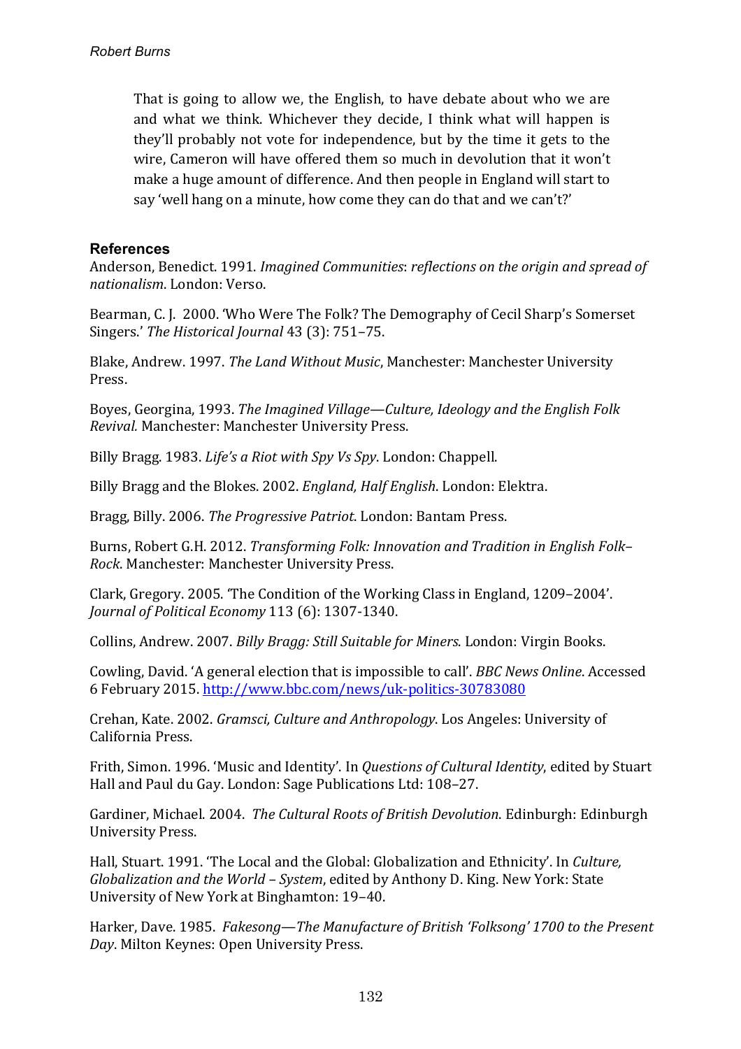> That is going to allow we, the English, to have debate about who we are and what we think. Whichever they decide, I think what will happen is they'll probably not vote for independence, but by the time it gets to the wire, Cameron will have offered them so much in devolution that it won't make a huge amount of difference. And then people in England will start to say 'well hang on a minute, how come they can do that and we can't?'

## References

Anderson, Benedict. 1991. *Imagined Communities*: *reflections on the origin and spread of nationalism*. London: Verso.

Bearman, C. J. 2000. 'Who Were The Folk? The Demography of Cecil Sharp's Somerset Singers.' *The Historical Journal* 43 (3): 751–75.

Blake, Andrew. 1997. *The Land Without Music*, Manchester: Manchester University Press.

Boyes, Georgina, 1993. *The Imagined Village—Culture, Ideology and the English Folk Revival.* Manchester: Manchester University Press.

Billy Bragg. 1983. *Life's a Riot with Spy Vs Spy*. London: Chappell.

Billy Bragg and the Blokes. 2002. *England, Half English*. London: Elektra.

Bragg, Billy. 2006. *The Progressive Patriot*. London: Bantam Press.

Burns, Robert G.H. 2012. *Transforming Folk: Innovation and Tradition in English Folk–Rock*. Manchester: Manchester University Press.

Clark, Gregory. 2005. 'The Condition of the Working Class in England, 1209–2004'. *Journal of Political Economy* 113 (6): 1307-1340.

Collins, Andrew. 2007. *Billy Bragg: Still Suitable for Miners.* London: Virgin Books.

Cowling, David. 'A general election that is impossible to call'. *BBC News Online*. Accessed 6 February 2015. http://www.bbc.com/news/uk-politics-30783080

Crehan, Kate. 2002. *Gramsci, Culture and Anthropology*. Los Angeles: University of California Press.

Frith, Simon. 1996. 'Music and Identity'. In *Questions of Cultural Identity*, edited by Stuart Hall and Paul du Gay. London: Sage Publications Ltd: 108–27.

Gardiner, Michael. 2004. *The Cultural Roots of British Devolution*. Edinburgh: Edinburgh University Press.

Hall, Stuart. 1991. 'The Local and the Global: Globalization and Ethnicity'. In *Culture, Globalization and the World – System*, edited by Anthony D. King. New York: State University of New York at Binghamton: 19–40.

Harker, Dave. 1985. *Fakesong—The Manufacture of British 'Folksong' 1700 to the Present Day*. Milton Keynes: Open University Press.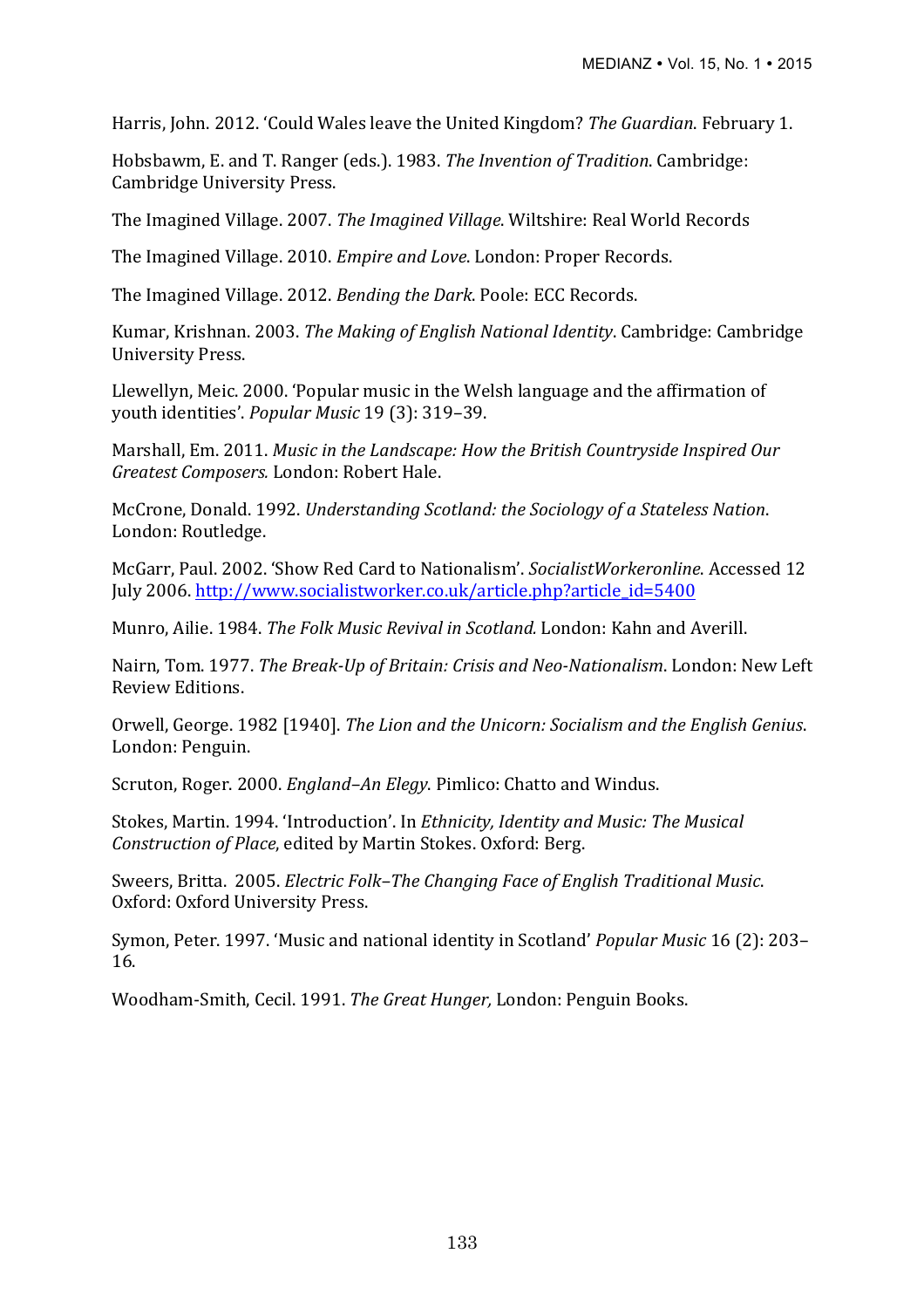Harris, John. 2012. 'Could Wales leave the United Kingdom? *The Guardian*. February 1.

Hobsbawm, E. and T. Ranger (eds.). 1983. *The Invention of Tradition*. Cambridge: Cambridge University Press.

The Imagined Village. 2007. *The Imagined Village*. Wiltshire: Real World Records

The Imagined Village. 2010. *Empire and Love*. London: Proper Records.

The Imagined Village. 2012. *Bending the Dark*. Poole: ECC Records.

Kumar, Krishnan. 2003. *The Making of English National Identity*. Cambridge: Cambridge University Press.

Llewellyn, Meic. 2000. 'Popular music in the Welsh language and the affirmation of youth identities'. *Popular Music* 19 (3): 319–39.

Marshall, Em. 2011. *Music in the Landscape: How the British Countryside Inspired Our Greatest Composers.* London: Robert Hale.

McCrone, Donald. 1992. *Understanding Scotland: the Sociology of a Stateless Nation*. London: Routledge.

McGarr, Paul. 2002. 'Show Red Card to Nationalism'. *SocialistWorkeronline*. Accessed 12 July 2006. http://www.socialistworker.co.uk/article.php?article_id=5400

Munro, Ailie. 1984. *The Folk Music Revival in Scotland.* London: Kahn and Averill.

Nairn, Tom. 1977. *The Break-Up of Britain: Crisis and Neo-Nationalism*. London: New Left Review Editions.

Orwell, George. 1982 [1940]. *The Lion and the Unicorn: Socialism and the English Genius*. London: Penguin.

Scruton, Roger. 2000. *England–An Elegy*. Pimlico: Chatto and Windus.

Stokes, Martin. 1994. 'Introduction'. In *Ethnicity, Identity and Music: The Musical Construction of Place*, edited by Martin Stokes. Oxford: Berg.

Sweers, Britta. 2005. *Electric Folk–The Changing Face of English Traditional Music*. Oxford: Oxford University Press.

Symon, Peter. 1997. 'Music and national identity in Scotland' *Popular Music* 16 (2): 203–16.

Woodham-Smith, Cecil. 1991. *The Great Hunger,* London: Penguin Books.